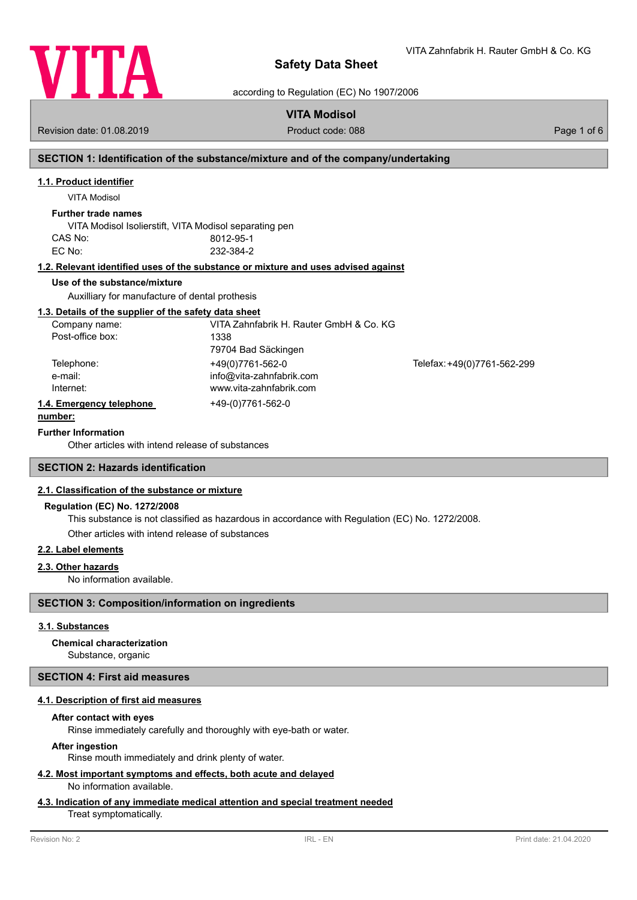# Safety Data Sheet

according to Regulation (EC) No 1907/2006

VITA Zahnfabrik H. Rauter GmbH & Co. KG

**VITA Modisol**

Revision date: 01.08.2019 | Product code: 088

## SECTION 1: Identification of the substance/mixture and of the company/undertaking

### 1.1. Product identifier

VITA Modisol

**Further trade names**

VITA Modisol Isolierstift, VITA Modisol separating pen

CAS No: 8012-95-1

EC No: 232-384-2

### 1.2. Relevant identified uses of the substance or mixture and uses advised against

**Use of the substance/mixture**

Auxilliary for manufacture of dental prothesis

### 1.3. Details of the supplier of the safety data sheet

| | |
|---|---|
| Company name: | VITA Zahnfabrik H. Rauter GmbH & Co. KG |
| Post-office box: | 1338 |
| | 79704 Bad Säckingen |
| Telephone: | +49(0)7761-562-0 |
| Telefax: | +49(0)7761-562-299 |
| e-mail: | info@vita-zahnfabrik.com |
| Internet: | www.vita-zahnfabrik.com |

### 1.4. Emergency telephone number:

+49-(0)7761-562-0

**Further Information**

Other articles with intend release of substances

## SECTION 2: Hazards identification

### 2.1. Classification of the substance or mixture

**Regulation (EC) No. 1272/2008**

This substance is not classified as hazardous in accordance with Regulation (EC) No. 1272/2008.

Other articles with intend release of substances

### 2.2. Label elements

### 2.3. Other hazards

No information available.

## SECTION 3: Composition/information on ingredients

### 3.1. Substances

**Chemical characterization**

Substance, organic

## SECTION 4: First aid measures

### 4.1. Description of first aid measures

**After contact with eyes**

Rinse immediately carefully and thoroughly with eye-bath or water.

**After ingestion**

Rinse mouth immediately and drink plenty of water.

### 4.2. Most important symptoms and effects, both acute and delayed

No information available.

### 4.3. Indication of any immediate medical attention and special treatment needed

Treat symptomatically.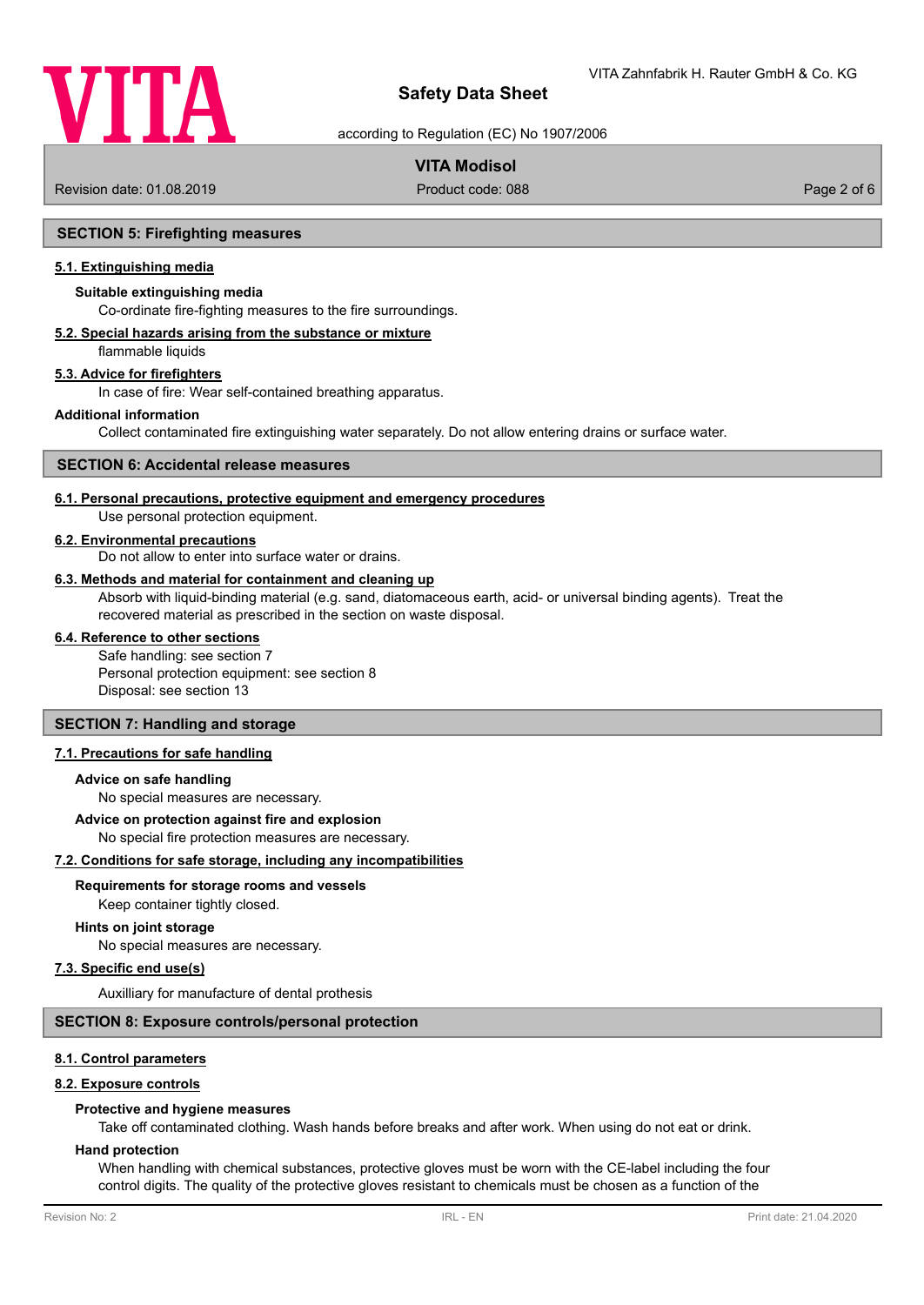## SECTION 5: Firefighting measures

### 5.1. Extinguishing media

**Suitable extinguishing media**

Co-ordinate fire-fighting measures to the fire surroundings.

### 5.2. Special hazards arising from the substance or mixture

flammable liquids

### 5.3. Advice for firefighters

In case of fire: Wear self-contained breathing apparatus.

**Additional information**

Collect contaminated fire extinguishing water separately. Do not allow entering drains or surface water.

## SECTION 6: Accidental release measures

### 6.1. Personal precautions, protective equipment and emergency procedures

Use personal protection equipment.

### 6.2. Environmental precautions

Do not allow to enter into surface water or drains.

### 6.3. Methods and material for containment and cleaning up

Absorb with liquid-binding material (e.g. sand, diatomaceous earth, acid- or universal binding agents). Treat the recovered material as prescribed in the section on waste disposal.

### 6.4. Reference to other sections

Safe handling: see section 7
Personal protection equipment: see section 8
Disposal: see section 13

## SECTION 7: Handling and storage

### 7.1. Precautions for safe handling

**Advice on safe handling**

No special measures are necessary.

**Advice on protection against fire and explosion**

No special fire protection measures are necessary.

### 7.2. Conditions for safe storage, including any incompatibilities

**Requirements for storage rooms and vessels**

Keep container tightly closed.

**Hints on joint storage**

No special measures are necessary.

### 7.3. Specific end use(s)

Auxilliary for manufacture of dental prothesis

## SECTION 8: Exposure controls/personal protection

### 8.1. Control parameters

### 8.2. Exposure controls

**Protective and hygiene measures**

Take off contaminated clothing. Wash hands before breaks and after work. When using do not eat or drink.

**Hand protection**

When handling with chemical substances, protective gloves must be worn with the CE-label including the four control digits. The quality of the protective gloves resistant to chemicals must be chosen as a function of the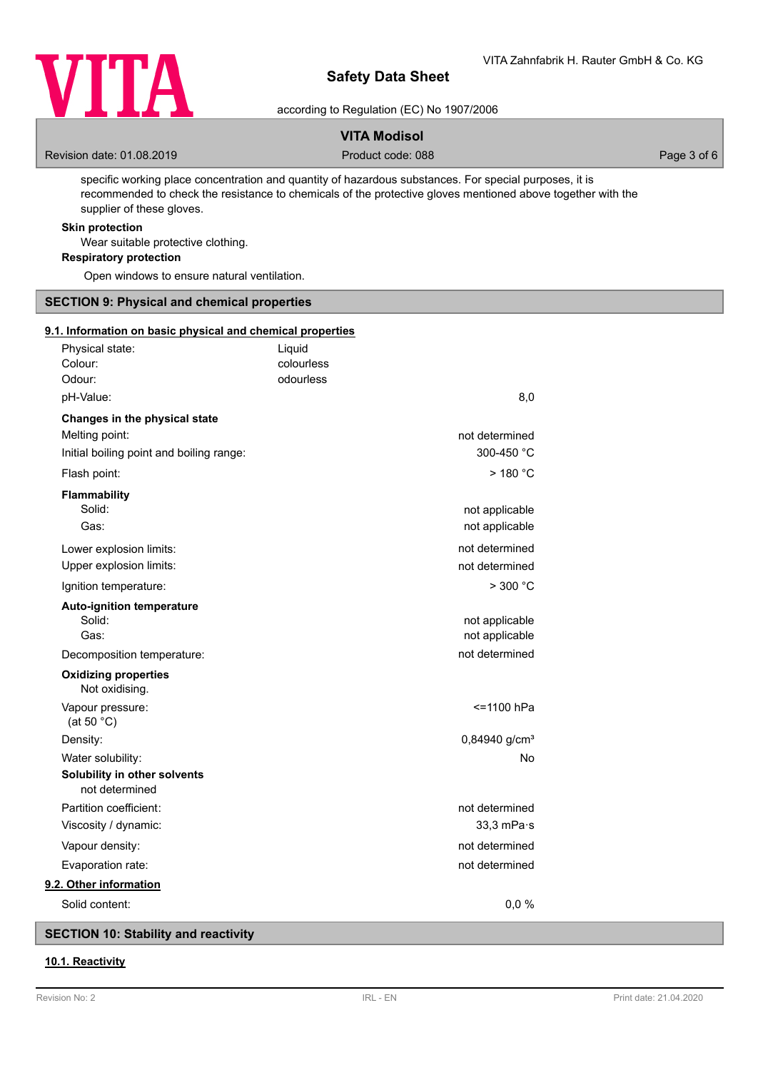specific working place concentration and quantity of hazardous substances. For special purposes, it is recommended to check the resistance to chemicals of the protective gloves mentioned above together with the supplier of these gloves.

**Skin protection**

Wear suitable protective clothing.

**Respiratory protection**

Open windows to ensure natural ventilation.

## SECTION 9: Physical and chemical properties

### 9.1. Information on basic physical and chemical properties

| Property | Value |
|---|---|
| Physical state: | Liquid |
| Colour: | colourless |
| Odour: | odourless |
| pH-Value: | 8,0 |
| **Changes in the physical state** | |
| Melting point: | not determined |
| Initial boiling point and boiling range: | 300-450 °C |
| Flash point: | > 180 °C |
| **Flammability** | |
| Solid: | not applicable |
| Gas: | not applicable |
| Lower explosion limits: | not determined |
| Upper explosion limits: | not determined |
| Ignition temperature: | > 300 °C |
| **Auto-ignition temperature** | |
| Solid: | not applicable |
| Gas: | not applicable |
| Decomposition temperature: | not determined |
| **Oxidizing properties** | |
| Not oxidising. | |
| Vapour pressure: (at 50 °C) | <=1100 hPa |
| Density: | 0,84940 g/cm³ |
| Water solubility: | No |
| **Solubility in other solvents** | |
| not determined | |
| Partition coefficient: | not determined |
| Viscosity / dynamic: | 33,3 mPa·s |
| Vapour density: | not determined |
| Evaporation rate: | not determined |

### 9.2. Other information

| Property | Value |
|---|---|
| Solid content: | 0,0 % |

## SECTION 10: Stability and reactivity

### 10.1. Reactivity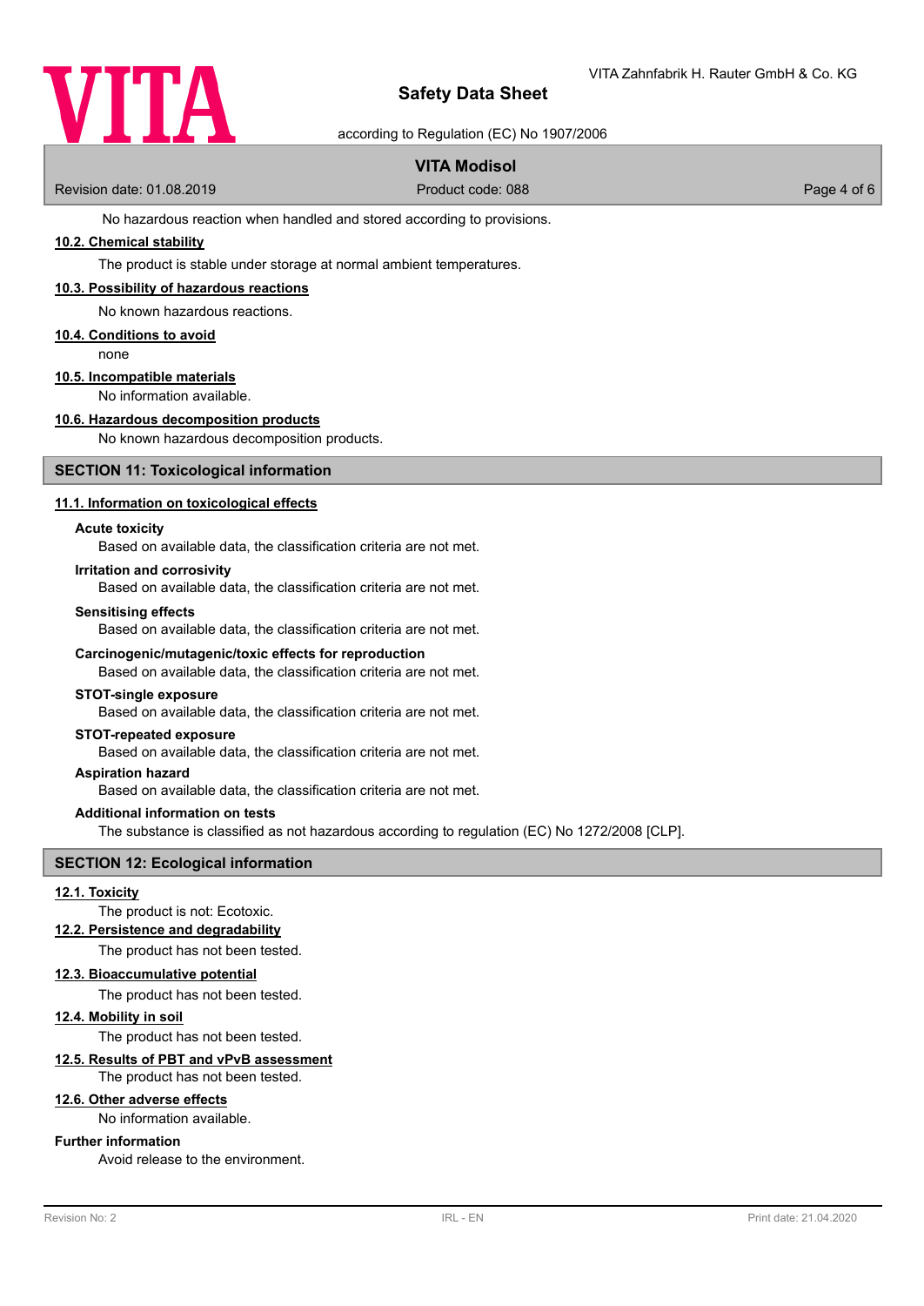No hazardous reaction when handled and stored according to provisions.

### 10.2. Chemical stability

The product is stable under storage at normal ambient temperatures.

### 10.3. Possibility of hazardous reactions

No known hazardous reactions.

### 10.4. Conditions to avoid

none

### 10.5. Incompatible materials

No information available.

### 10.6. Hazardous decomposition products

No known hazardous decomposition products.

## SECTION 11: Toxicological information

### 11.1. Information on toxicological effects

**Acute toxicity**

Based on available data, the classification criteria are not met.

**Irritation and corrosivity**

Based on available data, the classification criteria are not met.

**Sensitising effects**

Based on available data, the classification criteria are not met.

**Carcinogenic/mutagenic/toxic effects for reproduction**

Based on available data, the classification criteria are not met.

**STOT-single exposure**

Based on available data, the classification criteria are not met.

**STOT-repeated exposure**

Based on available data, the classification criteria are not met.

**Aspiration hazard**

Based on available data, the classification criteria are not met.

**Additional information on tests**

The substance is classified as not hazardous according to regulation (EC) No 1272/2008 [CLP].

## SECTION 12: Ecological information

### 12.1. Toxicity

The product is not: Ecotoxic.

### 12.2. Persistence and degradability

The product has not been tested.

### 12.3. Bioaccumulative potential

The product has not been tested.

### 12.4. Mobility in soil

The product has not been tested.

### 12.5. Results of PBT and vPvB assessment

The product has not been tested.

### 12.6. Other adverse effects

No information available.

**Further information**

Avoid release to the environment.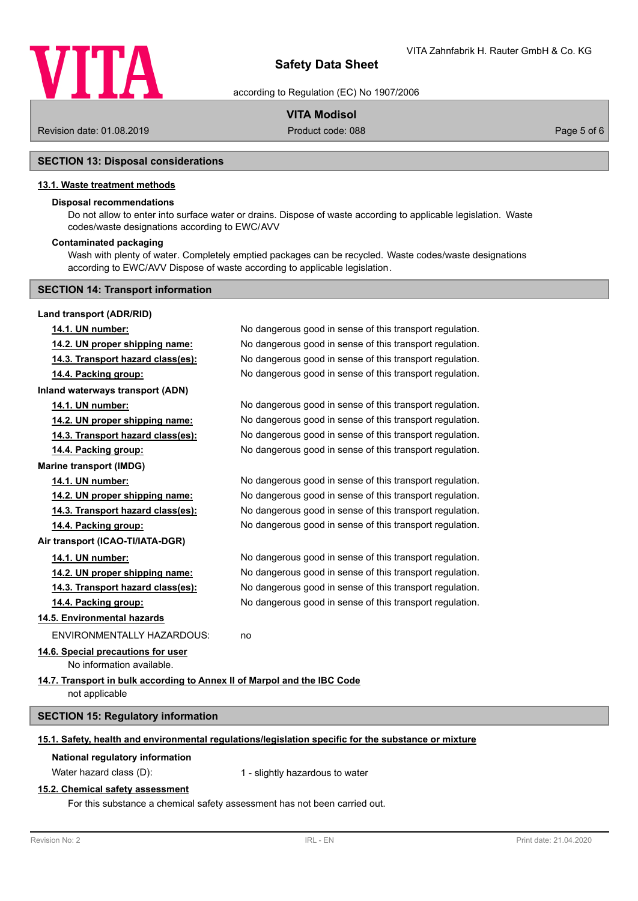## SECTION 13: Disposal considerations

### 13.1. Waste treatment methods

**Disposal recommendations**

Do not allow to enter into surface water or drains. Dispose of waste according to applicable legislation. Waste codes/waste designations according to EWC/AVV

**Contaminated packaging**

Wash with plenty of water. Completely emptied packages can be recycled. Waste codes/waste designations according to EWC/AVV Dispose of waste according to applicable legislation.

## SECTION 14: Transport information

**Land transport (ADR/RID)**

| | |
|---|---|
| **14.1. UN number:** | No dangerous good in sense of this transport regulation. |
| **14.2. UN proper shipping name:** | No dangerous good in sense of this transport regulation. |
| **14.3. Transport hazard class(es):** | No dangerous good in sense of this transport regulation. |
| **14.4. Packing group:** | No dangerous good in sense of this transport regulation. |

**Inland waterways transport (ADN)**

| | |
|---|---|
| **14.1. UN number:** | No dangerous good in sense of this transport regulation. |
| **14.2. UN proper shipping name:** | No dangerous good in sense of this transport regulation. |
| **14.3. Transport hazard class(es):** | No dangerous good in sense of this transport regulation. |
| **14.4. Packing group:** | No dangerous good in sense of this transport regulation. |

**Marine transport (IMDG)**

| | |
|---|---|
| **14.1. UN number:** | No dangerous good in sense of this transport regulation. |
| **14.2. UN proper shipping name:** | No dangerous good in sense of this transport regulation. |
| **14.3. Transport hazard class(es):** | No dangerous good in sense of this transport regulation. |
| **14.4. Packing group:** | No dangerous good in sense of this transport regulation. |

**Air transport (ICAO-TI/IATA-DGR)**

| | |
|---|---|
| **14.1. UN number:** | No dangerous good in sense of this transport regulation. |
| **14.2. UN proper shipping name:** | No dangerous good in sense of this transport regulation. |
| **14.3. Transport hazard class(es):** | No dangerous good in sense of this transport regulation. |
| **14.4. Packing group:** | No dangerous good in sense of this transport regulation. |

### 14.5. Environmental hazards

ENVIRONMENTALLY HAZARDOUS: no

### 14.6. Special precautions for user

No information available.

### 14.7. Transport in bulk according to Annex II of Marpol and the IBC Code

not applicable

## SECTION 15: Regulatory information

### 15.1. Safety, health and environmental regulations/legislation specific for the substance or mixture

**National regulatory information**

Water hazard class (D): 1 - slightly hazardous to water

### 15.2. Chemical safety assessment

For this substance a chemical safety assessment has not been carried out.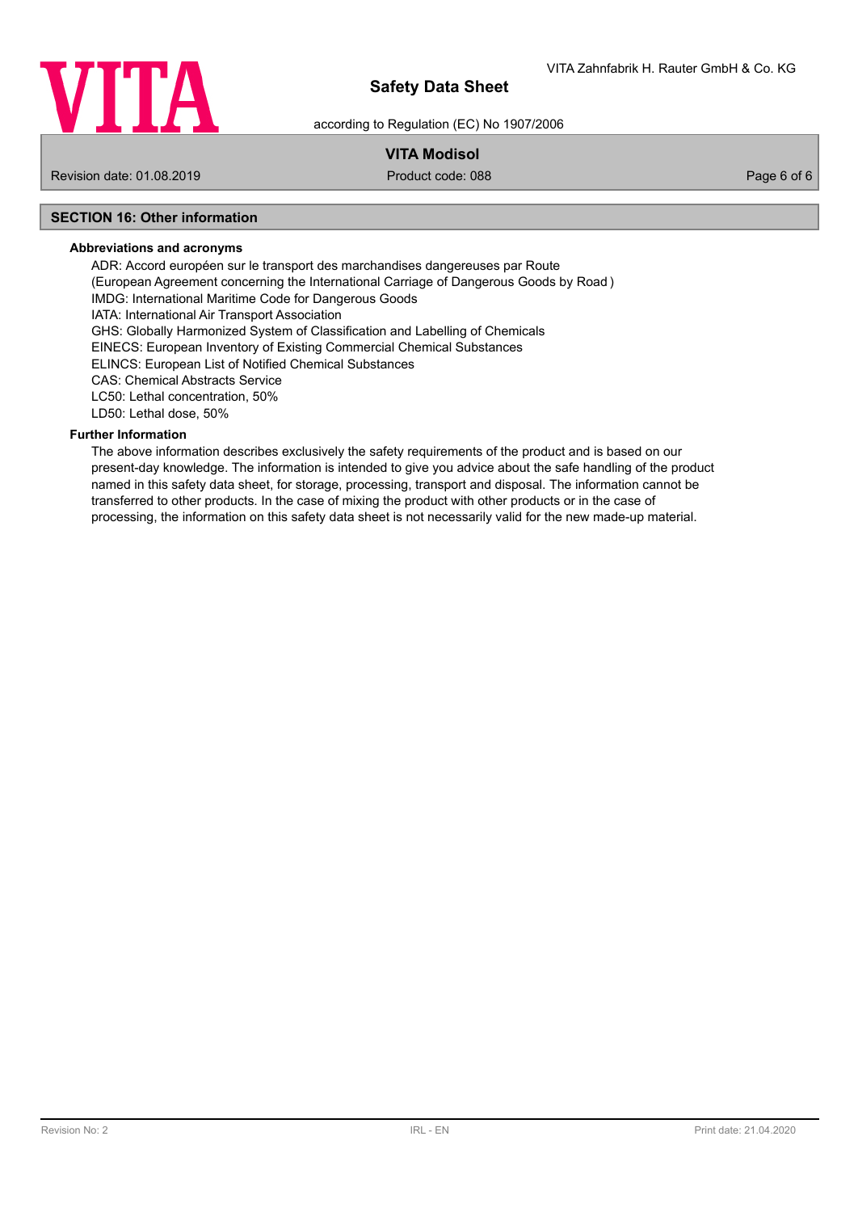## SECTION 16: Other information

### Abbreviations and acronyms

ADR: Accord européen sur le transport des marchandises dangereuses par Route
(European Agreement concerning the International Carriage of Dangerous Goods by Road )
IMDG: International Maritime Code for Dangerous Goods
IATA: International Air Transport Association
GHS: Globally Harmonized System of Classification and Labelling of Chemicals
EINECS: European Inventory of Existing Commercial Chemical Substances
ELINCS: European List of Notified Chemical Substances
CAS: Chemical Abstracts Service
LC50: Lethal concentration, 50%
LD50: Lethal dose, 50%

### Further Information

The above information describes exclusively the safety requirements of the product and is based on our present-day knowledge. The information is intended to give you advice about the safe handling of the product named in this safety data sheet, for storage, processing, transport and disposal. The information cannot be transferred to other products. In the case of mixing the product with other products or in the case of processing, the information on this safety data sheet is not necessarily valid for the new made-up material.